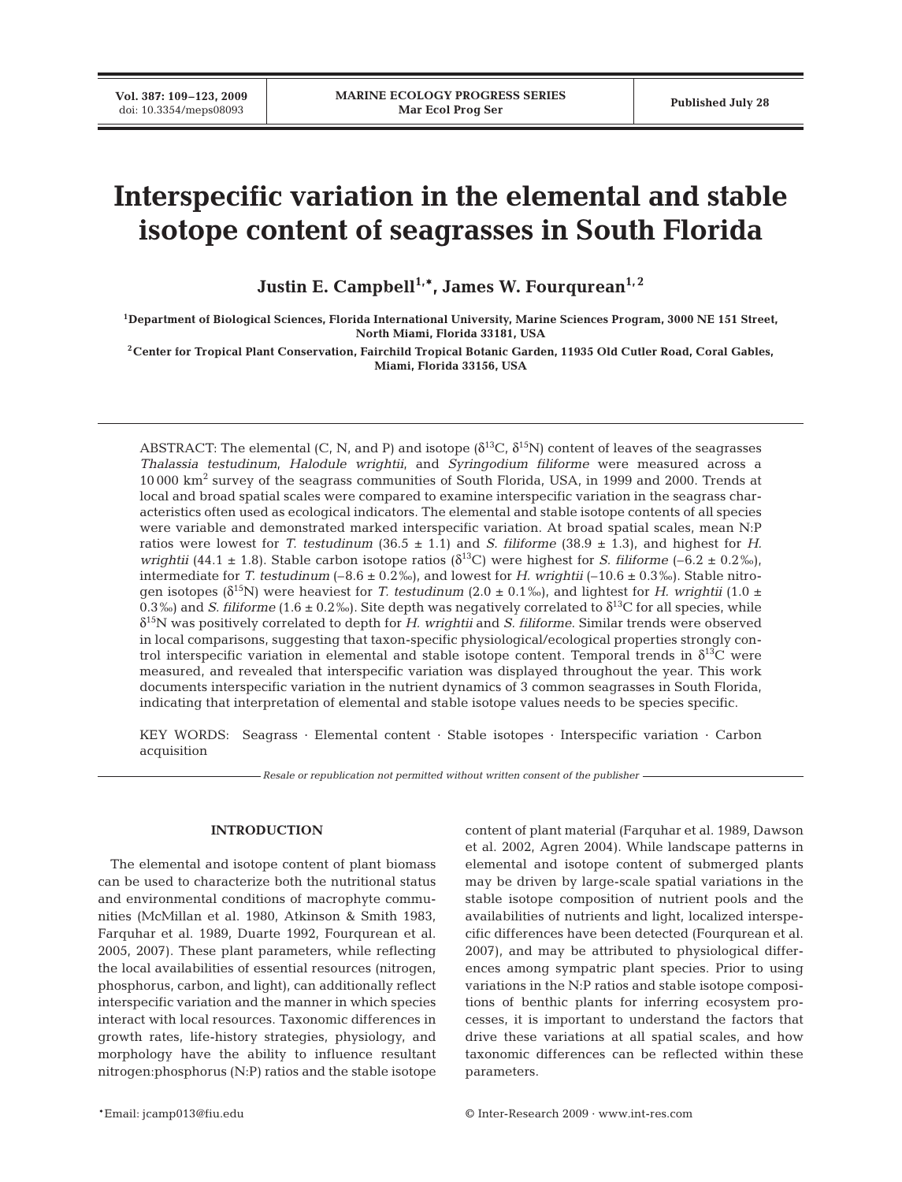# Interspecific variation in the elemental and stable isotope content of seagrasses in South Florida

**Justin E. Campbell[1,*], James W. Fourqurean[1,2]**

[1]Department of Biological Sciences, Florida International University, Marine Sciences Program, 3000 NE 151 Street, North Miami, Florida 33181, USA

[2]Center for Tropical Plant Conservation, Fairchild Tropical Botanic Garden, 11935 Old Cutler Road, Coral Gables, Miami, Florida 33156, USA

ABSTRACT: The elemental (C, N, and P) and isotope ($\delta^{13}C$, $\delta^{15}N$) content of leaves of the seagrasses *Thalassia testudinum*, *Halodule wrightii*, and *Syringodium filiforme* were measured across a 10 000 km$^2$ survey of the seagrass communities of South Florida, USA, in 1999 and 2000. Trends at local and broad spatial scales were compared to examine interspecific variation in the seagrass characteristics often used as ecological indicators. The elemental and stable isotope contents of all species were variable and demonstrated marked interspecific variation. At broad spatial scales, mean N:P ratios were lowest for *T. testudinum* (36.5 ± 1.1) and *S. filiforme* (38.9 ± 1.3), and highest for *H. wrightii* (44.1 ± 1.8). Stable carbon isotope ratios ($\delta^{13}C$) were highest for *S. filiforme* (–6.2 ± 0.2‰), intermediate for *T. testudinum* (–8.6 ± 0.2‰), and lowest for *H. wrightii* (–10.6 ± 0.3‰). Stable nitrogen isotopes ($\delta^{15}N$) were heaviest for *T. testudinum* (2.0 ± 0.1‰), and lightest for *H. wrightii* (1.0 ± 0.3‰) and *S. filiforme* (1.6 ± 0.2‰). Site depth was negatively correlated to $\delta^{13}C$ for all species, while $\delta^{15}N$ was positively correlated to depth for *H. wrightii* and *S. filiforme*. Similar trends were observed in local comparisons, suggesting that taxon-specific physiological/ecological properties strongly control interspecific variation in elemental and stable isotope content. Temporal trends in $\delta^{13}C$ were measured, and revealed that interspecific variation was displayed throughout the year. This work documents interspecific variation in the nutrient dynamics of 3 common seagrasses in South Florida, indicating that interpretation of elemental and stable isotope values needs to be species specific.

KEY WORDS: Seagrass · Elemental content · Stable isotopes · Interspecific variation · Carbon acquisition

*Resale or republication not permitted without written consent of the publisher*

## INTRODUCTION

The elemental and isotope content of plant biomass can be used to characterize both the nutritional status and environmental conditions of macrophyte communities (McMillan et al. 1980, Atkinson & Smith 1983, Farquhar et al. 1989, Duarte 1992, Fourqurean et al. 2005, 2007). These plant parameters, while reflecting the local availabilities of essential resources (nitrogen, phosphorus, carbon, and light), can additionally reflect interspecific variation and the manner in which species interact with local resources. Taxonomic differences in growth rates, life-history strategies, physiology, and morphology have the ability to influence resultant nitrogen:phosphorus (N:P) ratios and the stable isotope content of plant material (Farquhar et al. 1989, Dawson et al. 2002, Agren 2004). While landscape patterns in elemental and isotope content of submerged plants may be driven by large-scale spatial variations in the stable isotope composition of nutrient pools and the availabilities of nutrients and light, localized interspecific differences have been detected (Fourqurean et al. 2007), and may be attributed to physiological differences among sympatric plant species. Prior to using variations in the N:P ratios and stable isotope compositions of benthic plants for inferring ecosystem processes, it is important to understand the factors that drive these variations at all spatial scales, and how taxonomic differences can be reflected within these parameters.

*Email: jcamp013@fiu.edu

© Inter-Research 2009 · www.int-res.com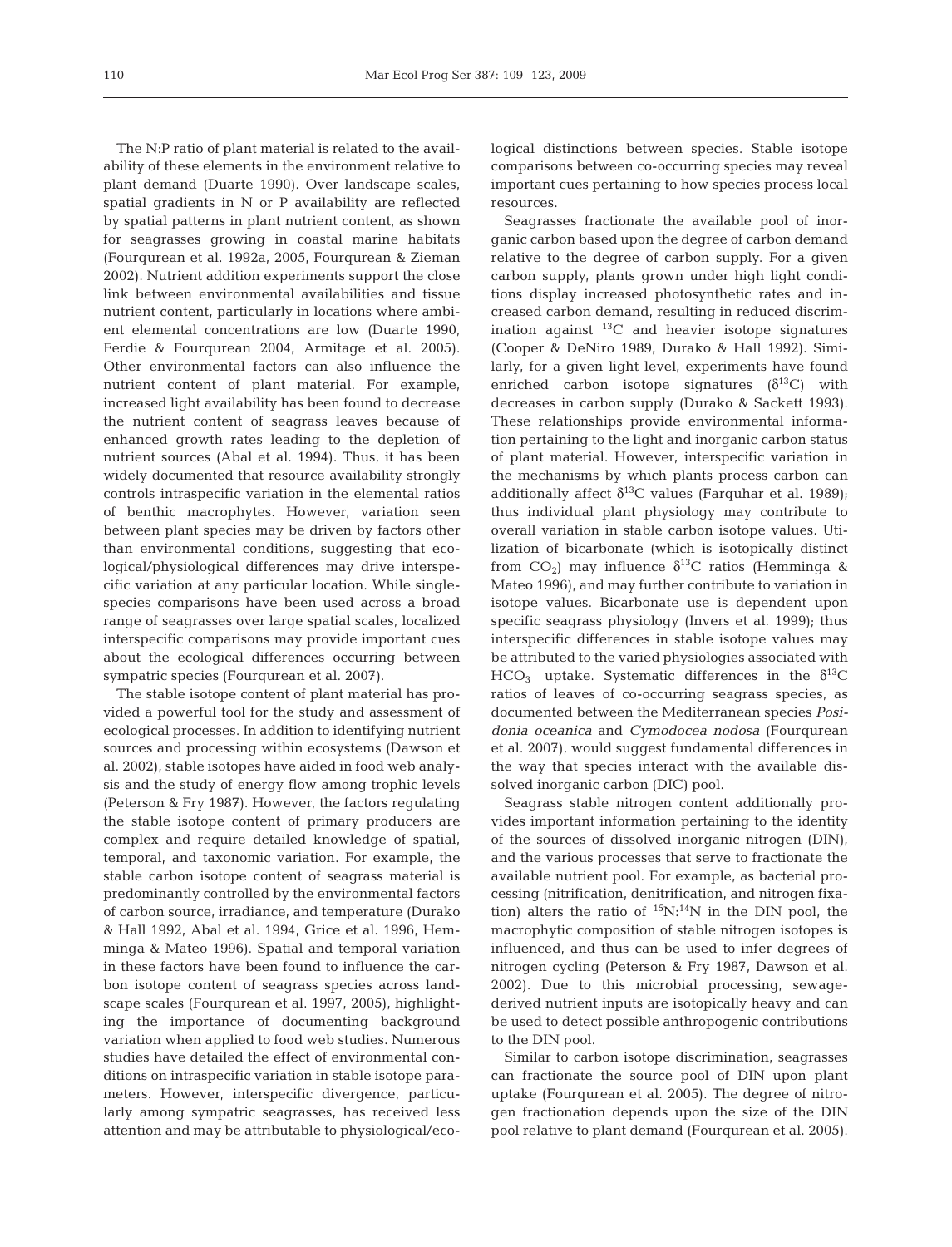The N:P ratio of plant material is related to the availability of these elements in the environment relative to plant demand (Duarte 1990). Over landscape scales, spatial gradients in N or P availability are reflected by spatial patterns in plant nutrient content, as shown for seagrasses growing in coastal marine habitats (Fourqurean et al. 1992a, 2005, Fourqurean & Zieman 2002). Nutrient addition experiments support the close link between environmental availabilities and tissue nutrient content, particularly in locations where ambient elemental concentrations are low (Duarte 1990, Ferdie & Fourqurean 2004, Armitage et al. 2005). Other environmental factors can also influence the nutrient content of plant material. For example, increased light availability has been found to decrease the nutrient content of seagrass leaves because of enhanced growth rates leading to the depletion of nutrient sources (Abal et al. 1994). Thus, it has been widely documented that resource availability strongly controls intraspecific variation in the elemental ratios of benthic macrophytes. However, variation seen between plant species may be driven by factors other than environmental conditions, suggesting that ecological/physiological differences may drive interspecific variation at any particular location. While single-species comparisons have been used across a broad range of seagrasses over large spatial scales, localized interspecific comparisons may provide important cues about the ecological differences occurring between sympatric species (Fourqurean et al. 2007).

The stable isotope content of plant material has provided a powerful tool for the study and assessment of ecological processes. In addition to identifying nutrient sources and processing within ecosystems (Dawson et al. 2002), stable isotopes have aided in food web analysis and the study of energy flow among trophic levels (Peterson & Fry 1987). However, the factors regulating the stable isotope content of primary producers are complex and require detailed knowledge of spatial, temporal, and taxonomic variation. For example, the stable carbon isotope content of seagrass material is predominantly controlled by the environmental factors of carbon source, irradiance, and temperature (Durako & Hall 1992, Abal et al. 1994, Grice et al. 1996, Hemminga & Mateo 1996). Spatial and temporal variation in these factors have been found to influence the carbon isotope content of seagrass species across landscape scales (Fourqurean et al. 1997, 2005), highlighting the importance of documenting background variation when applied to food web studies. Numerous studies have detailed the effect of environmental conditions on intraspecific variation in stable isotope parameters. However, interspecific divergence, particularly among sympatric seagrasses, has received less attention and may be attributable to physiological/ecological distinctions between species. Stable isotope comparisons between co-occurring species may reveal important cues pertaining to how species process local resources.

Seagrasses fractionate the available pool of inorganic carbon based upon the degree of carbon demand relative to the degree of carbon supply. For a given carbon supply, plants grown under high light conditions display increased photosynthetic rates and increased carbon demand, resulting in reduced discrimination against $^{13}C$ and heavier isotope signatures (Cooper & DeNiro 1989, Durako & Hall 1992). Similarly, for a given light level, experiments have found enriched carbon isotope signatures ($\delta^{13}C$) with decreases in carbon supply (Durako & Sackett 1993). These relationships provide environmental information pertaining to the light and inorganic carbon status of plant material. However, interspecific variation in the mechanisms by which plants process carbon can additionally affect $\delta^{13}C$ values (Farquhar et al. 1989); thus individual plant physiology may contribute to overall variation in stable carbon isotope values. Utilization of bicarbonate (which is isotopically distinct from $CO_2$) may influence $\delta^{13}C$ ratios (Hemminga & Mateo 1996), and may further contribute to variation in isotope values. Bicarbonate use is dependent upon specific seagrass physiology (Invers et al. 1999); thus interspecific differences in stable isotope values may be attributed to the varied physiologies associated with $HCO_3^-$ uptake. Systematic differences in the $\delta^{13}C$ ratios of leaves of co-occurring seagrass species, as documented between the Mediterranean species *Posidonia oceanica* and *Cymodocea nodosa* (Fourqurean et al. 2007), would suggest fundamental differences in the way that species interact with the available dissolved inorganic carbon (DIC) pool.

Seagrass stable nitrogen content additionally provides important information pertaining to the identity of the sources of dissolved inorganic nitrogen (DIN), and the various processes that serve to fractionate the available nutrient pool. For example, as bacterial processing (nitrification, denitrification, and nitrogen fixation) alters the ratio of $^{15}N$:$^{14}N$ in the DIN pool, the macrophytic composition of stable nitrogen isotopes is influenced, and thus can be used to infer degrees of nitrogen cycling (Peterson & Fry 1987, Dawson et al. 2002). Due to this microbial processing, sewage-derived nutrient inputs are isotopically heavy and can be used to detect possible anthropogenic contributions to the DIN pool.

Similar to carbon isotope discrimination, seagrasses can fractionate the source pool of DIN upon plant uptake (Fourqurean et al. 2005). The degree of nitrogen fractionation depends upon the size of the DIN pool relative to plant demand (Fourqurean et al. 2005).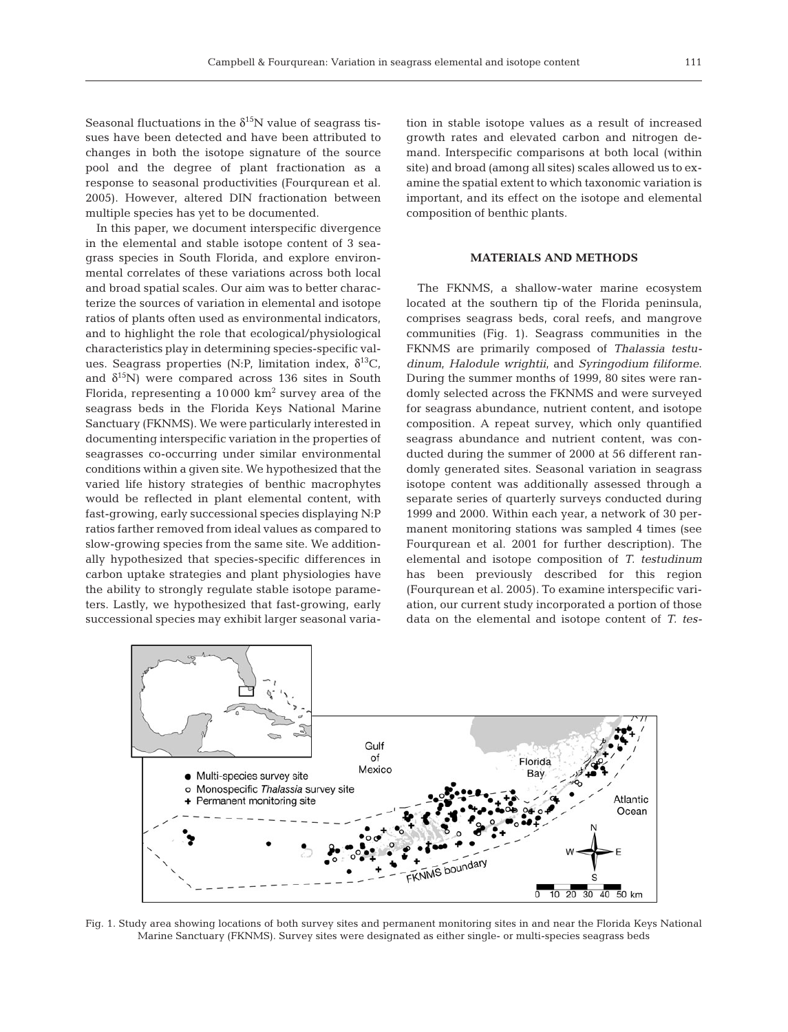Seasonal fluctuations in the $\delta^{15}N$ value of seagrass tissues have been detected and have been attributed to changes in both the isotope signature of the source pool and the degree of plant fractionation as a response to seasonal productivities (Fourqurean et al. 2005). However, altered DIN fractionation between multiple species has yet to be documented.

In this paper, we document interspecific divergence in the elemental and stable isotope content of 3 seagrass species in South Florida, and explore environmental correlates of these variations across both local and broad spatial scales. Our aim was to better characterize the sources of variation in elemental and isotope ratios of plants often used as environmental indicators, and to highlight the role that ecological/physiological characteristics play in determining species-specific values. Seagrass properties (N:P, limitation index, $\delta^{13}C$, and $\delta^{15}N$) were compared across 136 sites in South Florida, representing a 10 000 $km^2$ survey area of the seagrass beds in the Florida Keys National Marine Sanctuary (FKNMS). We were particularly interested in documenting interspecific variation in the properties of seagrasses co-occurring under similar environmental conditions within a given site. We hypothesized that the varied life history strategies of benthic macrophytes would be reflected in plant elemental content, with fast-growing, early successional species displaying N:P ratios farther removed from ideal values as compared to slow-growing species from the same site. We additionally hypothesized that species-specific differences in carbon uptake strategies and plant physiologies have the ability to strongly regulate stable isotope parameters. Lastly, we hypothesized that fast-growing, early successional species may exhibit larger seasonal variation in stable isotope values as a result of increased growth rates and elevated carbon and nitrogen demand. Interspecific comparisons at both local (within site) and broad (among all sites) scales allowed us to examine the spatial extent to which taxonomic variation is important, and its effect on the isotope and elemental composition of benthic plants.

## MATERIALS AND METHODS

The FKNMS, a shallow-water marine ecosystem located at the southern tip of the Florida peninsula, comprises seagrass beds, coral reefs, and mangrove communities (Fig. 1). Seagrass communities in the FKNMS are primarily composed of *Thalassia testudinum*, *Halodule wrightii*, and *Syringodium filiforme*. During the summer months of 1999, 80 sites were randomly selected across the FKNMS and were surveyed for seagrass abundance, nutrient content, and isotope composition. A repeat survey, which only quantified seagrass abundance and nutrient content, was conducted during the summer of 2000 at 56 different randomly generated sites. Seasonal variation in seagrass isotope content was additionally assessed through a separate series of quarterly surveys conducted during 1999 and 2000. Within each year, a network of 30 permanent monitoring stations was sampled 4 times (see Fourqurean et al. 2001 for further description). The elemental and isotope composition of *T. testudinum* has been previously described for this region (Fourqurean et al. 2005). To examine interspecific variation, our current study incorporated a portion of those data on the elemental and isotope content of *T. tes-*

Fig. 1. Study area showing locations of both survey sites and permanent monitoring sites in and near the Florida Keys National Marine Sanctuary (FKNMS). Survey sites were designated as either single- or multi-species seagrass beds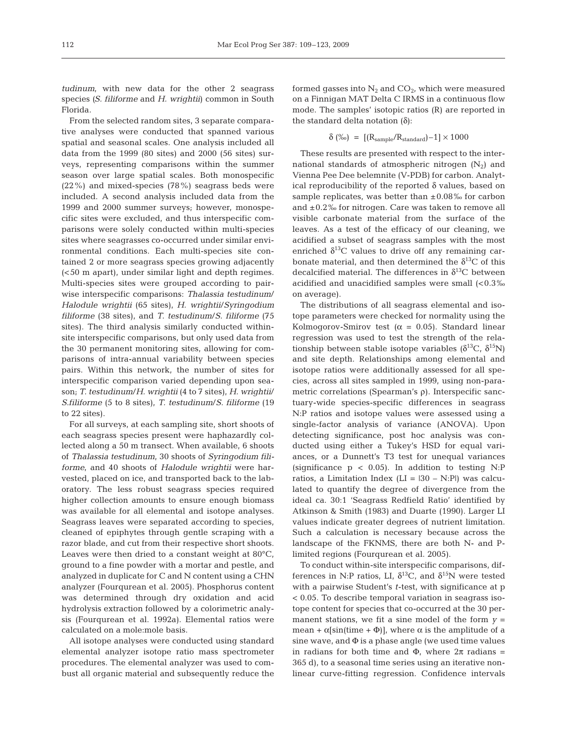*tudinum*, with new data for the other 2 seagrass species (*S. filiforme* and *H. wrightii*) common in South Florida.

From the selected random sites, 3 separate comparative analyses were conducted that spanned various spatial and seasonal scales. One analysis included all data from the 1999 (80 sites) and 2000 (56 sites) surveys, representing comparisons within the summer season over large spatial scales. Both monospecific (22%) and mixed-species (78%) seagrass beds were included. A second analysis included data from the 1999 and 2000 summer surveys; however, monospecific sites were excluded, and thus interspecific comparisons were solely conducted within multi-species sites where seagrasses co-occurred under similar environmental conditions. Each multi-species site contained 2 or more seagrass species growing adjacently (<50 m apart), under similar light and depth regimes. Multi-species sites were grouped according to pairwise interspecific comparisons: *Thalassia testudinum*/*Halodule wrightii* (65 sites), *H. wrightii*/*Syringodium filiforme* (38 sites), and *T. testudinum*/*S. filiforme* (75 sites). The third analysis similarly conducted within-site interspecific comparisons, but only used data from the 30 permanent monitoring sites, allowing for comparisons of intra-annual variability between species pairs. Within this network, the number of sites for interspecific comparison varied depending upon season; *T. testudinum*/*H. wrightii* (4 to 7 sites), *H. wrightii*/*S.filiforme* (5 to 8 sites), *T. testudinum*/*S. filiforme* (19 to 22 sites).

For all surveys, at each sampling site, short shoots of each seagrass species present were haphazardly collected along a 50 m transect. When available, 6 shoots of *Thalassia testudinum*, 30 shoots of *Syringodium filiforme*, and 40 shoots of *Halodule wrightii* were harvested, placed on ice, and transported back to the laboratory. The less robust seagrass species required higher collection amounts to ensure enough biomass was available for all elemental and isotope analyses. Seagrass leaves were separated according to species, cleaned of epiphytes through gentle scraping with a razor blade, and cut from their respective short shoots. Leaves were then dried to a constant weight at 80°C, ground to a fine powder with a mortar and pestle, and analyzed in duplicate for C and N content using a CHN analyzer (Fourqurean et al. 2005). Phosphorus content was determined through dry oxidation and acid hydrolysis extraction followed by a colorimetric analysis (Fourqurean et al. 1992a). Elemental ratios were calculated on a mole:mole basis.

All isotope analyses were conducted using standard elemental analyzer isotope ratio mass spectrometer procedures. The elemental analyzer was used to combust all organic material and subsequently reduce the formed gasses into $N_2$ and $CO_2$, which were measured on a Finnigan MAT Delta C IRMS in a continuous flow mode. The samples' isotopic ratios (R) are reported in the standard delta notation (δ):

$$\delta\ (‰) = [(R_{sample}/R_{standard})-1] \times 1000$$

These results are presented with respect to the international standards of atmospheric nitrogen ($N_2$) and Vienna Pee Dee belemnite (V-PDB) for carbon. Analytical reproducibility of the reported δ values, based on sample replicates, was better than ±0.08‰ for carbon and ±0.2‰ for nitrogen. Care was taken to remove all visible carbonate material from the surface of the leaves. As a test of the efficacy of our cleaning, we acidified a subset of seagrass samples with the most enriched $\delta^{13}C$ values to drive off any remaining carbonate material, and then determined the $\delta^{13}C$ of this decalcified material. The differences in $\delta^{13}C$ between acidified and unacidified samples were small (<0.3‰ on average).

The distributions of all seagrass elemental and isotope parameters were checked for normality using the Kolmogorov-Smirov test ($\alpha = 0.05$). Standard linear regression was used to test the strength of the relationship between stable isotope variables ($\delta^{13}C$, $\delta^{15}N$) and site depth. Relationships among elemental and isotope ratios were additionally assessed for all species, across all sites sampled in 1999, using non-parametric correlations (Spearman's ρ). Interspecific sanctuary-wide species-specific differences in seagrass N:P ratios and isotope values were assessed using a single-factor analysis of variance (ANOVA). Upon detecting significance, post hoc analysis was conducted using either a Tukey's HSD for equal variances, or a Dunnett's T3 test for unequal variances (significance $p < 0.05$). In addition to testing N:P ratios, a Limitation Index ($LI = |30 - N{:}P|$) was calculated to quantify the degree of divergence from the ideal ca. 30:1 'Seagrass Redfield Ratio' identified by Atkinson & Smith (1983) and Duarte (1990). Larger LI values indicate greater degrees of nutrient limitation. Such a calculation is necessary because across the landscape of the FKNMS, there are both N- and P-limited regions (Fourqurean et al. 2005).

To conduct within-site interspecific comparisons, differences in N:P ratios, LI, $\delta^{13}C$, and $\delta^{15}N$ were tested with a pairwise Student's *t*-test, with significance at $p < 0.05$. To describe temporal variation in seagrass isotope content for species that co-occurred at the 30 permanent stations, we fit a sine model of the form $y = \text{mean} + \alpha[\sin(\text{time} + \Phi)]$, where $\alpha$ is the amplitude of a sine wave, and $\Phi$ is a phase angle (we used time values in radians for both time and $\Phi$, where $2\pi$ radians = 365 d), to a seasonal time series using an iterative nonlinear curve-fitting regression. Confidence intervals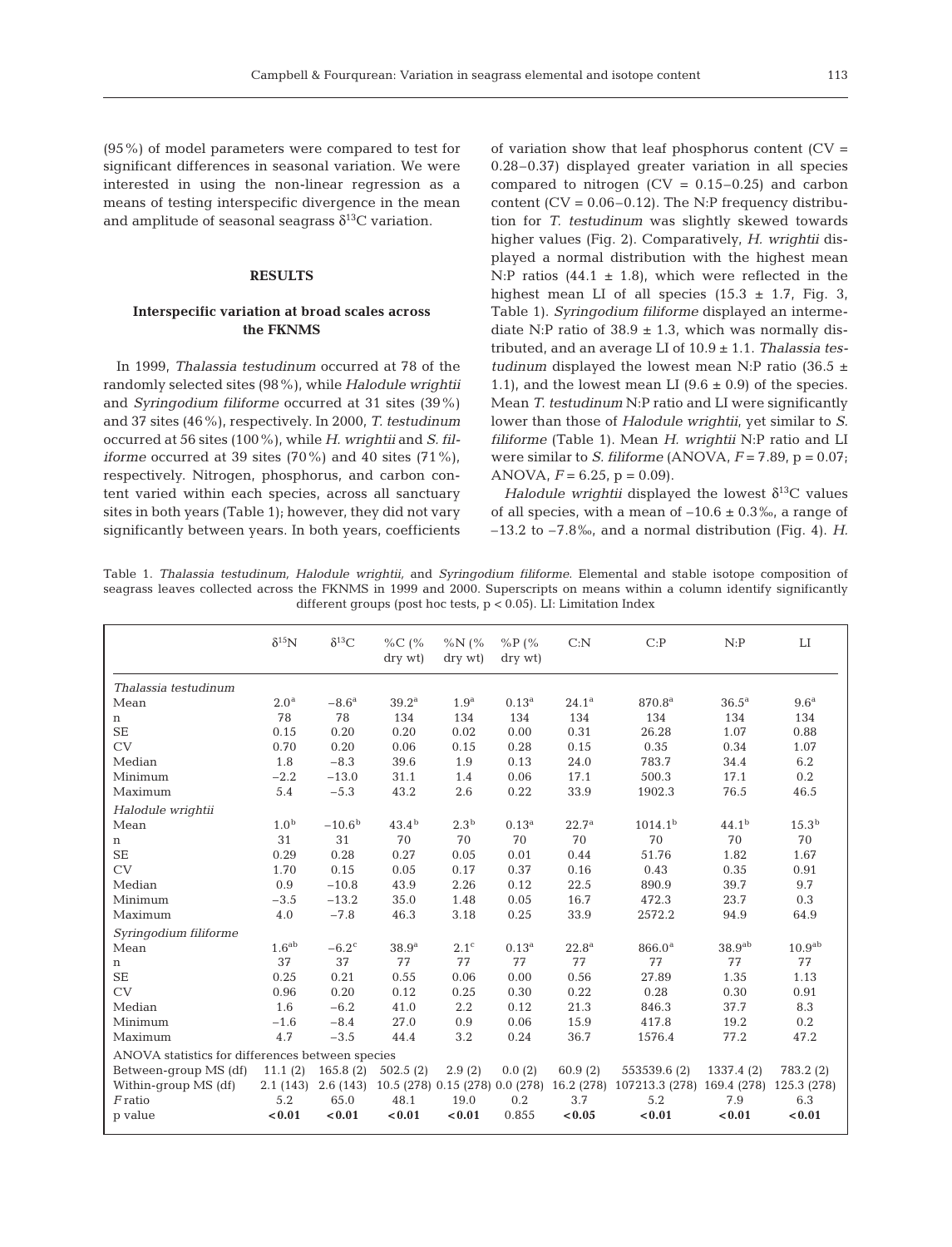(95%) of model parameters were compared to test for significant differences in seasonal variation. We were interested in using the non-linear regression as a means of testing interspecific divergence in the mean and amplitude of seasonal seagrass $\delta^{13}C$ variation.

## RESULTS

### Interspecific variation at broad scales across the FKNMS

In 1999, *Thalassia testudinum* occurred at 78 of the randomly selected sites (98%), while *Halodule wrightii* and *Syringodium filiforme* occurred at 31 sites (39%) and 37 sites (46%), respectively. In 2000, *T. testudinum* occurred at 56 sites (100%), while *H. wrightii* and *S. filiforme* occurred at 39 sites (70%) and 40 sites (71%), respectively. Nitrogen, phosphorus, and carbon content varied within each species, across all sanctuary sites in both years (Table 1); however, they did not vary significantly between years. In both years, coefficients of variation show that leaf phosphorus content (CV = 0.28–0.37) displayed greater variation in all species compared to nitrogen (CV = 0.15–0.25) and carbon content (CV = 0.06–0.12). The N:P frequency distribution for *T. testudinum* was slightly skewed towards higher values (Fig. 2). Comparatively, *H. wrightii* displayed a normal distribution with the highest mean N:P ratios (44.1 ± 1.8), which were reflected in the highest mean LI of all species (15.3 ± 1.7, Fig. 3, Table 1). *Syringodium filiforme* displayed an intermediate N:P ratio of 38.9 ± 1.3, which was normally distributed, and an average LI of 10.9 ± 1.1. *Thalassia testudinum* displayed the lowest mean N:P ratio (36.5 ± 1.1), and the lowest mean LI (9.6 ± 0.9) of the species. Mean *T. testudinum* N:P ratio and LI were significantly lower than those of *Halodule wrightii*, yet similar to *S. filiforme* (Table 1). Mean *H. wrightii* N:P ratio and LI were similar to *S. filiforme* (ANOVA, $F = 7.89$, $p = 0.07$; ANOVA, $F = 6.25$, $p = 0.09$).

*Halodule wrightii* displayed the lowest $\delta^{13}C$ values of all species, with a mean of –10.6 ± 0.3‰, a range of –13.2 to –7.8‰, and a normal distribution (Fig. 4). *H.*

Table 1. *Thalassia testudinum, Halodule wrightii,* and *Syringodium filiforme*. Elemental and stable isotope composition of seagrass leaves collected across the FKNMS in 1999 and 2000. Superscripts on means within a column identify significantly different groups (post hoc tests, $p < 0.05$). LI: Limitation Index

| | $\delta^{15}N$ | $\delta^{13}C$ | %C (% dry wt) | %N (% dry wt) | %P (% dry wt) | C:N | C:P | N:P | LI |
|---|---|---|---|---|---|---|---|---|---|
| *Thalassia testudinum* | | | | | | | | | |
| Mean | 2.0[a] | −8.6[a] | 39.2[a] | 1.9[a] | 0.13[a] | 24.1[a] | 870.8[a] | 36.5[a] | 9.6[a] |
| n | 78 | 78 | 134 | 134 | 134 | 134 | 134 | 134 | 134 |
| SE | 0.15 | 0.20 | 0.20 | 0.02 | 0.00 | 0.31 | 26.28 | 1.07 | 0.88 |
| CV | 0.70 | 0.20 | 0.06 | 0.15 | 0.28 | 0.15 | 0.35 | 0.34 | 1.07 |
| Median | 1.8 | −8.3 | 39.6 | 1.9 | 0.13 | 24.0 | 783.7 | 34.4 | 6.2 |
| Minimum | −2.2 | −13.0 | 31.1 | 1.4 | 0.06 | 17.1 | 500.3 | 17.1 | 0.2 |
| Maximum | 5.4 | −5.3 | 43.2 | 2.6 | 0.22 | 33.9 | 1902.3 | 76.5 | 46.5 |
| *Halodule wrightii* | | | | | | | | | |
| Mean | 1.0[b] | −10.6[b] | 43.4[b] | 2.3[b] | 0.13[a] | 22.7[a] | 1014.1[b] | 44.1[b] | 15.3[b] |
| n | 31 | 31 | 70 | 70 | 70 | 70 | 70 | 70 | 70 |
| SE | 0.29 | 0.28 | 0.27 | 0.05 | 0.01 | 0.44 | 51.76 | 1.82 | 1.67 |
| CV | 1.70 | 0.15 | 0.05 | 0.17 | 0.37 | 0.16 | 0.43 | 0.35 | 0.91 |
| Median | 0.9 | −10.8 | 43.9 | 2.26 | 0.12 | 22.5 | 890.9 | 39.7 | 9.7 |
| Minimum | −3.5 | −13.2 | 35.0 | 1.48 | 0.05 | 16.7 | 472.3 | 23.7 | 0.3 |
| Maximum | 4.0 | −7.8 | 46.3 | 3.18 | 0.25 | 33.9 | 2572.2 | 94.9 | 64.9 |
| *Syringodium filiforme* | | | | | | | | | |
| Mean | 1.6[ab] | −6.2[c] | 38.9[a] | 2.1[c] | 0.13[a] | 22.8[a] | 866.0[a] | 38.9[ab] | 10.9[ab] |
| n | 37 | 37 | 77 | 77 | 77 | 77 | 77 | 77 | 77 |
| SE | 0.25 | 0.21 | 0.55 | 0.06 | 0.00 | 0.56 | 27.89 | 1.35 | 1.13 |
| CV | 0.96 | 0.20 | 0.12 | 0.25 | 0.30 | 0.22 | 0.28 | 0.30 | 0.91 |
| Median | 1.6 | −6.2 | 41.0 | 2.2 | 0.12 | 21.3 | 846.3 | 37.7 | 8.3 |
| Minimum | −1.6 | −8.4 | 27.0 | 0.9 | 0.06 | 15.9 | 417.8 | 19.2 | 0.2 |
| Maximum | 4.7 | −3.5 | 44.4 | 3.2 | 0.24 | 36.7 | 1576.4 | 77.2 | 47.2 |
| ANOVA statistics for differences between species | | | | | | | | | |
| Between-group MS (df) | 11.1 (2) | 165.8 (2) | 502.5 (2) | 2.9 (2) | 0.0 (2) | 60.9 (2) | 553539.6 (2) | 1337.4 (2) | 783.2 (2) |
| Within-group MS (df) | 2.1 (143) | 2.6 (143) | 10.5 (278) | 0.15 (278) | 0.0 (278) | 16.2 (278) | 107213.3 (278) | 169.4 (278) | 125.3 (278) |
| *F* ratio | 5.2 | 65.0 | 48.1 | 19.0 | 0.2 | 3.7 | 5.2 | 7.9 | 6.3 |
| p value | **<0.01** | **<0.01** | **<0.01** | **<0.01** | 0.855 | **<0.05** | **<0.01** | **<0.01** | **<0.01** |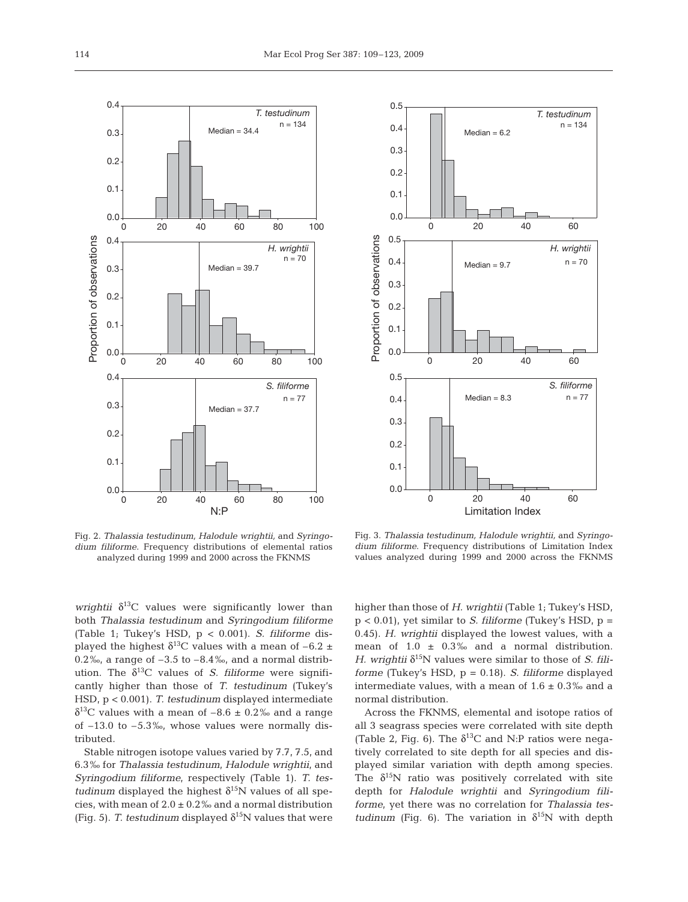Fig. 2. *Thalassia testudinum, Halodule wrightii,* and *Syringodium filiforme.* Frequency distributions of elemental ratios analyzed during 1999 and 2000 across the FKNMS

Fig. 3. *Thalassia testudinum, Halodule wrightii,* and *Syringodium filiforme.* Frequency distributions of Limitation Index values analyzed during 1999 and 2000 across the FKNMS

*wrightii* $\delta^{13}$C values were significantly lower than both *Thalassia testudinum* and *Syringodium filiforme* (Table 1; Tukey's HSD, $p < 0.001$). *S. filiforme* displayed the highest $\delta^{13}$C values with a mean of –6.2 ± 0.2‰, a range of –3.5 to –8.4‰, and a normal distribution. The $\delta^{13}$C values of *S. filiforme* were significantly higher than those of *T. testudinum* (Tukey's HSD, $p < 0.001$). *T. testudinum* displayed intermediate $\delta^{13}$C values with a mean of –8.6 ± 0.2‰ and a range of –13.0 to –5.3‰, whose values were normally distributed.

Stable nitrogen isotope values varied by 7.7, 7.5, and 6.3‰ for *Thalassia testudinum*, *Halodule wrightii*, and *Syringodium filiforme*, respectively (Table 1). *T. testudinum* displayed the highest $\delta^{15}$N values of all species, with mean of 2.0 ± 0.2‰ and a normal distribution (Fig. 5). *T. testudinum* displayed $\delta^{15}$N values that were higher than those of *H. wrightii* (Table 1; Tukey's HSD, $p < 0.01$), yet similar to *S. filiforme* (Tukey's HSD, $p = 0.45$). *H. wrightii* displayed the lowest values, with a mean of 1.0 ± 0.3‰ and a normal distribution. *H. wrightii* $\delta^{15}$N values were similar to those of *S. filiforme* (Tukey's HSD, $p = 0.18$). *S. filiforme* displayed intermediate values, with a mean of 1.6 ± 0.3‰ and a normal distribution.

Across the FKNMS, elemental and isotope ratios of all 3 seagrass species were correlated with site depth (Table 2, Fig. 6). The $\delta^{13}$C and N:P ratios were negatively correlated to site depth for all species and displayed similar variation with depth among species. The $\delta^{15}$N ratio was positively correlated with site depth for *Halodule wrightii* and *Syringodium filiforme*, yet there was no correlation for *Thalassia testudinum* (Fig. 6). The variation in $\delta^{15}$N with depth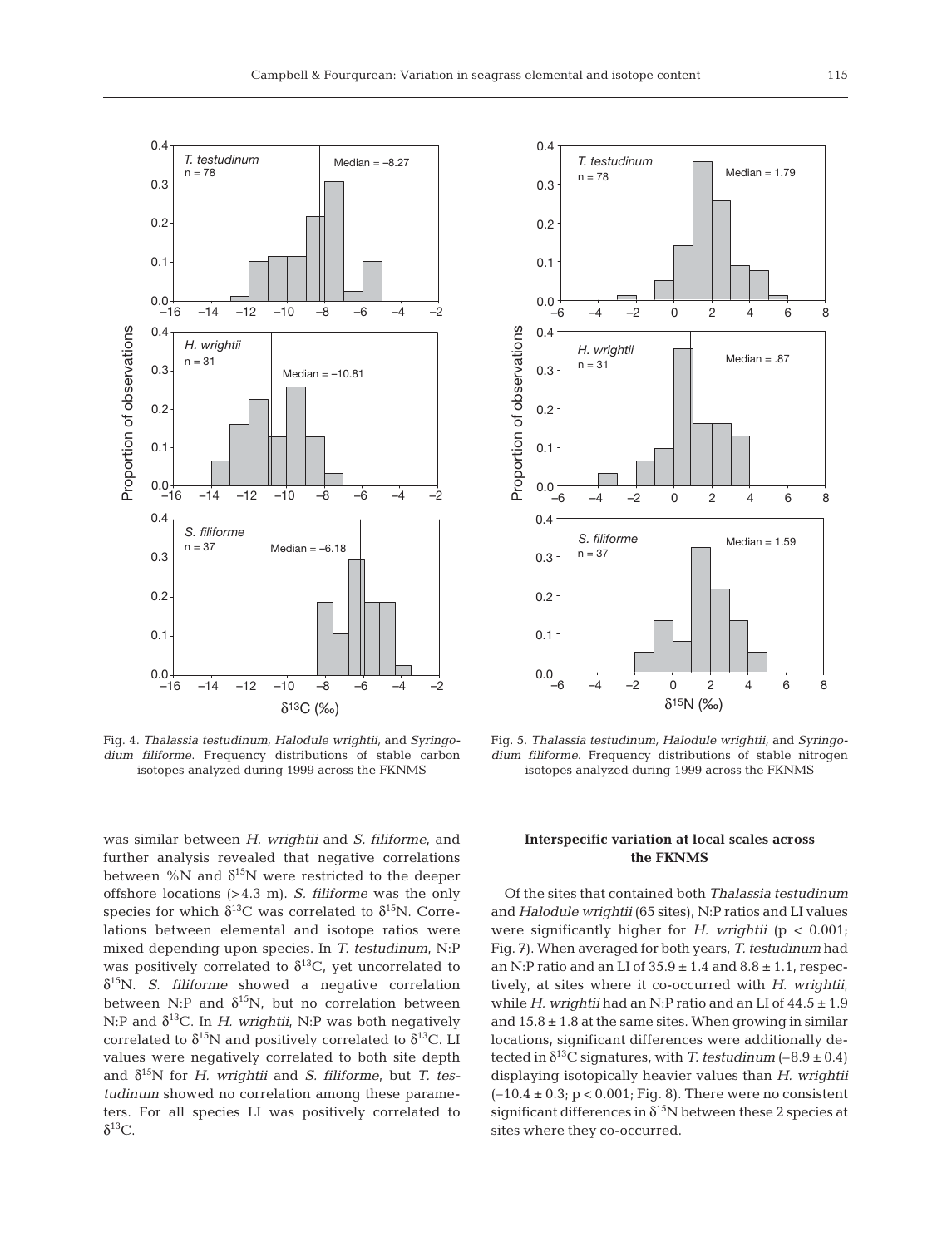Fig. 4. *Thalassia testudinum, Halodule wrightii,* and *Syringodium filiforme.* Frequency distributions of stable carbon isotopes analyzed during 1999 across the FKNMS

Fig. 5. *Thalassia testudinum, Halodule wrightii,* and *Syringodium filiforme.* Frequency distributions of stable nitrogen isotopes analyzed during 1999 across the FKNMS

was similar between *H. wrightii* and *S. filiforme*, and further analysis revealed that negative correlations between %N and $\delta^{15}$N were restricted to the deeper offshore locations (>4.3 m). *S. filiforme* was the only species for which $\delta^{13}$C was correlated to $\delta^{15}$N. Correlations between elemental and isotope ratios were mixed depending upon species. In *T. testudinum*, N:P was positively correlated to $\delta^{13}$C, yet uncorrelated to $\delta^{15}$N. *S. filiforme* showed a negative correlation between N:P and $\delta^{15}$N, but no correlation between N:P and $\delta^{13}$C. In *H. wrightii*, N:P was both negatively correlated to $\delta^{15}$N and positively correlated to $\delta^{13}$C. LI values were negatively correlated to both site depth and $\delta^{15}$N for *H. wrightii* and *S. filiforme*, but *T. testudinum* showed no correlation among these parameters. For all species LI was positively correlated to $\delta^{13}$C.

### Interspecific variation at local scales across the FKNMS

Of the sites that contained both *Thalassia testudinum* and *Halodule wrightii* (65 sites), N:P ratios and LI values were significantly higher for *H. wrightii* ($p < 0.001$; Fig. 7). When averaged for both years, *T. testudinum* had an N:P ratio and an LI of $35.9 \pm 1.4$ and $8.8 \pm 1.1$, respectively, at sites where it co-occurred with *H. wrightii*, while *H. wrightii* had an N:P ratio and an LI of $44.5 \pm 1.9$ and $15.8 \pm 1.8$ at the same sites. When growing in similar locations, significant differences were additionally detected in $\delta^{13}$C signatures, with *T. testudinum* ($-8.9 \pm 0.4$) displaying isotopically heavier values than *H. wrightii* ($-10.4 \pm 0.3$; $p < 0.001$; Fig. 8). There were no consistent significant differences in $\delta^{15}$N between these 2 species at sites where they co-occurred.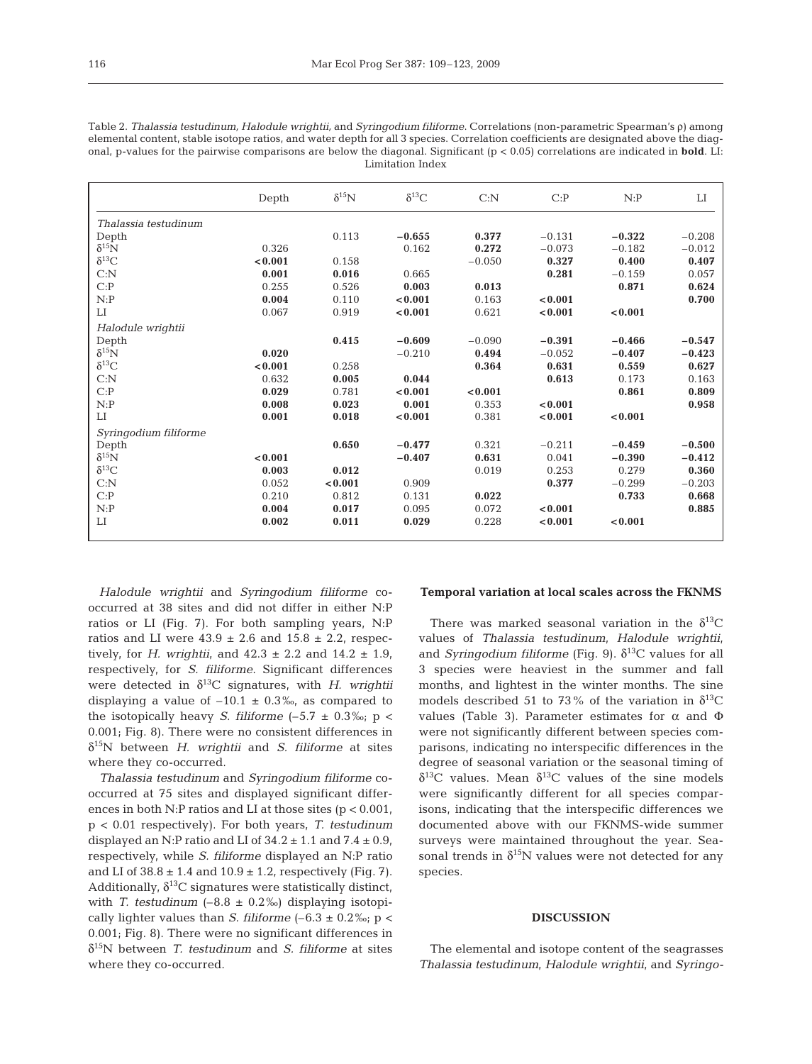Table 2. *Thalassia testudinum, Halodule wrightii,* and *Syringodium filiforme.* Correlations (non-parametric Spearman's ρ) among elemental content, stable isotope ratios, and water depth for all 3 species. Correlation coefficients are designated above the diagonal, p-values for the pairwise comparisons are below the diagonal. Significant ($p < 0.05$) correlations are indicated in **bold**. LI: Limitation Index

| | Depth | $\delta^{15}N$ | $\delta^{13}C$ | C:N | C:P | N:P | LI |
|---|---|---|---|---|---|---|---|
| *Thalassia testudinum* | | | | | | | |
| Depth | | 0.113 | **−0.655** | **0.377** | −0.131 | **−0.322** | −0.208 |
| $\delta^{15}N$ | 0.326 | | 0.162 | **0.272** | −0.073 | −0.182 | −0.012 |
| $\delta^{13}C$ | **<0.001** | 0.158 | | −0.050 | **0.327** | **0.400** | **0.407** |
| C:N | **0.001** | **0.016** | 0.665 | | **0.281** | −0.159 | 0.057 |
| C:P | 0.255 | 0.526 | **0.003** | **0.013** | | **0.871** | **0.624** |
| N:P | **0.004** | 0.110 | **<0.001** | 0.163 | **<0.001** | | **0.700** |
| LI | 0.067 | 0.919 | **<0.001** | 0.621 | **<0.001** | **<0.001** | |
| *Halodule wrightii* | | | | | | | |
| Depth | | **0.415** | **−0.609** | −0.090 | **−0.391** | **−0.466** | **−0.547** |
| $\delta^{15}N$ | **0.020** | | −0.210 | **0.494** | −0.052 | **−0.407** | **−0.423** |
| $\delta^{13}C$ | **<0.001** | 0.258 | | **0.364** | **0.631** | **0.559** | **0.627** |
| C:N | 0.632 | **0.005** | **0.044** | | **0.613** | 0.173 | 0.163 |
| C:P | **0.029** | 0.781 | **<0.001** | **<0.001** | | **0.861** | **0.809** |
| N:P | **0.008** | **0.023** | **0.001** | 0.353 | **<0.001** | | **0.958** |
| LI | **0.001** | **0.018** | **<0.001** | 0.381 | **<0.001** | **<0.001** | |
| *Syringodium filiforme* | | | | | | | |
| Depth | | **0.650** | **−0.477** | 0.321 | −0.211 | **−0.459** | **−0.500** |
| $\delta^{15}N$ | **<0.001** | | **−0.407** | **0.631** | 0.041 | **−0.390** | **−0.412** |
| $\delta^{13}C$ | **0.003** | **0.012** | | 0.019 | 0.253 | 0.279 | **0.360** |
| C:N | 0.052 | **<0.001** | 0.909 | | **0.377** | −0.299 | −0.203 |
| C:P | 0.210 | 0.812 | 0.131 | **0.022** | | **0.733** | **0.668** |
| N:P | **0.004** | **0.017** | 0.095 | 0.072 | **<0.001** | | **0.885** |
| LI | **0.002** | **0.011** | **0.029** | 0.228 | **<0.001** | **<0.001** | |

*Halodule wrightii* and *Syringodium filiforme* co-occurred at 38 sites and did not differ in either N:P ratios or LI (Fig. 7). For both sampling years, N:P ratios and LI were $43.9 \pm 2.6$ and $15.8 \pm 2.2$, respectively, for *H. wrightii*, and $42.3 \pm 2.2$ and $14.2 \pm 1.9$, respectively, for *S. filiforme*. Significant differences were detected in $\delta^{13}C$ signatures, with *H. wrightii* displaying a value of $-10.1 \pm 0.3$‰, as compared to the isotopically heavy *S. filiforme* ($-5.7 \pm 0.3$‰; $p < 0.001$; Fig. 8). There were no consistent differences in $\delta^{15}N$ between *H. wrightii* and *S. filiforme* at sites where they co-occurred.

*Thalassia testudinum* and *Syringodium filiforme* co-occurred at 75 sites and displayed significant differences in both N:P ratios and LI at those sites ($p < 0.001$, $p < 0.01$ respectively). For both years, *T. testudinum* displayed an N:P ratio and LI of $34.2 \pm 1.1$ and $7.4 \pm 0.9$, respectively, while *S. filiforme* displayed an N:P ratio and LI of $38.8 \pm 1.4$ and $10.9 \pm 1.2$, respectively (Fig. 7). Additionally, $\delta^{13}C$ signatures were statistically distinct, with *T. testudinum* ($-8.8 \pm 0.2$‰) displaying isotopically lighter values than *S. filiforme* ($-6.3 \pm 0.2$‰; $p < 0.001$; Fig. 8). There were no significant differences in $\delta^{15}N$ between *T. testudinum* and *S. filiforme* at sites where they co-occurred.

### Temporal variation at local scales across the FKNMS

There was marked seasonal variation in the $\delta^{13}C$ values of *Thalassia testudinum*, *Halodule wrightii*, and *Syringodium filiforme* (Fig. 9). $\delta^{13}C$ values for all 3 species were heaviest in the summer and fall months, and lightest in the winter months. The sine models described 51 to 73% of the variation in $\delta^{13}C$ values (Table 3). Parameter estimates for $\alpha$ and $\Phi$ were not significantly different between species comparisons, indicating no interspecific differences in the degree of seasonal variation or the seasonal timing of $\delta^{13}C$ values. Mean $\delta^{13}C$ values of the sine models were significantly different for all species comparisons, indicating that the interspecific differences we documented above with our FKNMS-wide summer surveys were maintained throughout the year. Seasonal trends in $\delta^{15}N$ values were not detected for any species.

## DISCUSSION

The elemental and isotope content of the seagrasses *Thalassia testudinum*, *Halodule wrightii*, and *Syringo-*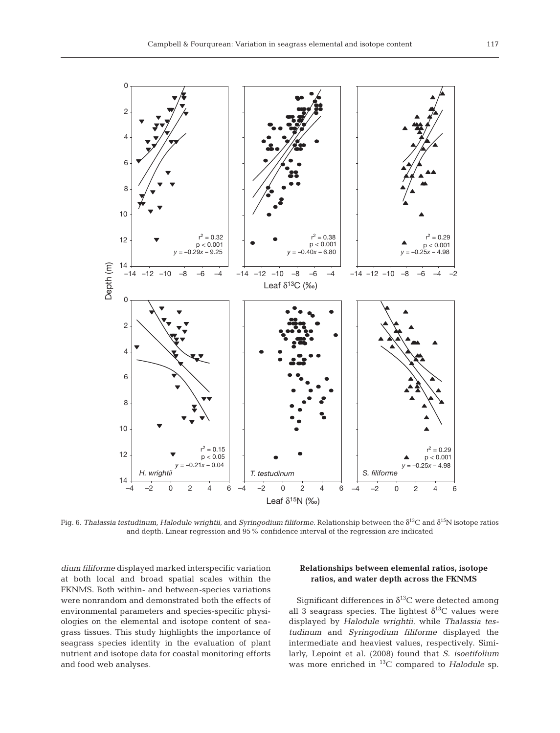Fig. 6. *Thalassia testudinum, Halodule wrightii,* and *Syringodium filiforme*. Relationship between the $\delta^{13}C$ and $\delta^{15}N$ isotope ratios and depth. Linear regression and 95% confidence interval of the regression are indicated

*dium filiforme* displayed marked interspecific variation at both local and broad spatial scales within the FKNMS. Both within- and between-species variations were nonrandom and demonstrated both the effects of environmental parameters and species-specific physiologies on the elemental and isotope content of seagrass tissues. This study highlights the importance of seagrass species identity in the evaluation of plant nutrient and isotope data for coastal monitoring efforts and food web analyses.

### Relationships between elemental ratios, isotope ratios, and water depth across the FKNMS

Significant differences in $\delta^{13}C$ were detected among all 3 seagrass species. The lightest $\delta^{13}C$ values were displayed by *Halodule wrightii*, while *Thalassia testudinum* and *Syringodium filiforme* displayed the intermediate and heaviest values, respectively. Similarly, Lepoint et al. (2008) found that *S. isoetifolium* was more enriched in $^{13}C$ compared to *Halodule* sp.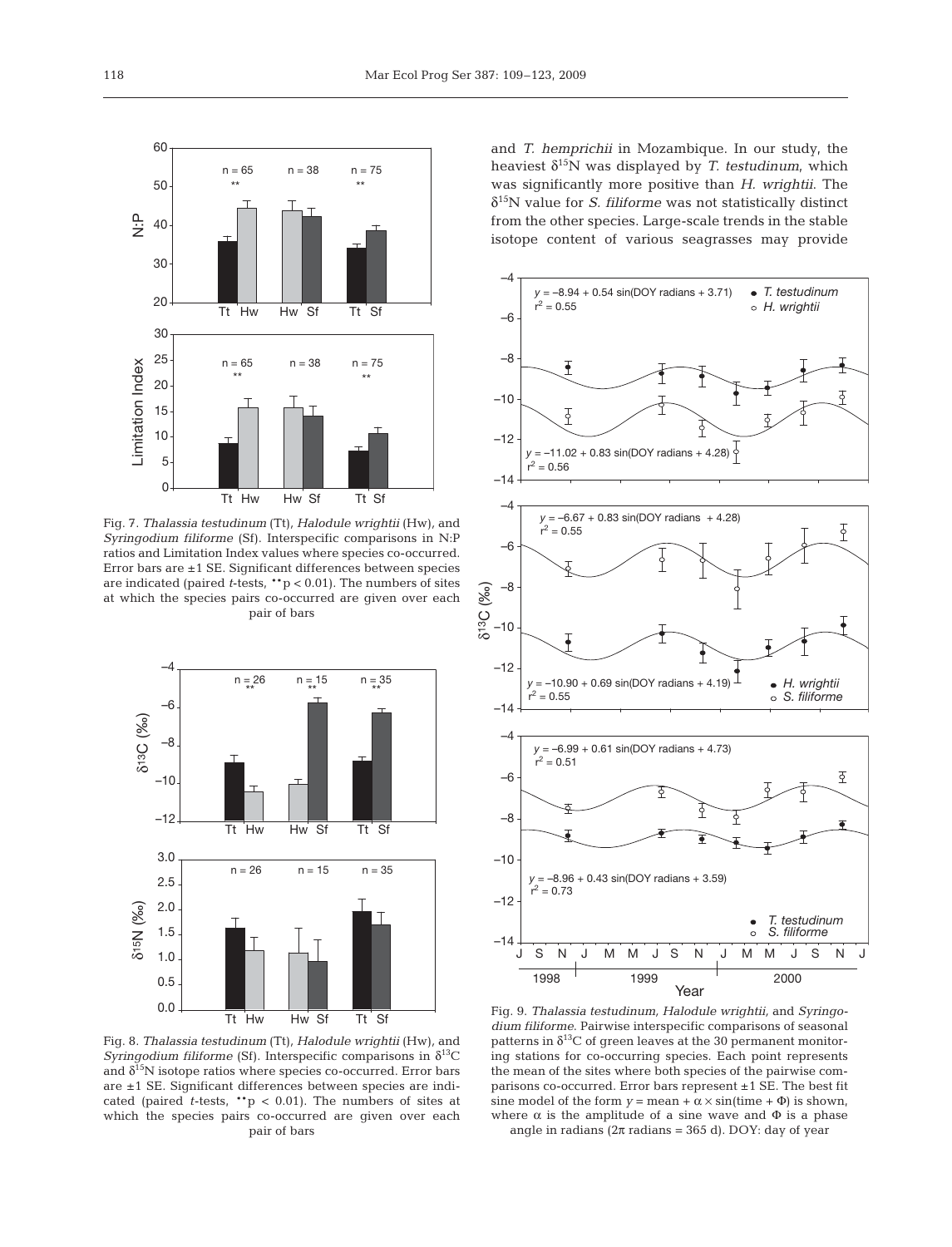and *T. hemprichii* in Mozambique. In our study, the heaviest $\delta^{15}N$ was displayed by *T. testudinum*, which was significantly more positive than *H. wrightii*. The $\delta^{15}N$ value for *S. filiforme* was not statistically distinct from the other species. Large-scale trends in the stable isotope content of various seagrasses may provide

Fig. 7. *Thalassia testudinum* (Tt), *Halodule wrightii* (Hw), and *Syringodium filiforme* (Sf). Interspecific comparisons in N:P ratios and Limitation Index values where species co-occurred. Error bars are ±1 SE. Significant differences between species are indicated (paired *t*-tests, $^{**}p < 0.01$). The numbers of sites at which the species pairs co-occurred are given over each pair of bars

Fig. 8. *Thalassia testudinum* (Tt), *Halodule wrightii* (Hw), and *Syringodium filiforme* (Sf). Interspecific comparisons in $\delta^{13}C$ and $\delta^{15}N$ isotope ratios where species co-occurred. Error bars are ±1 SE. Significant differences between species are indicated (paired *t*-tests, $^{**}p < 0.01$). The numbers of sites at which the species pairs co-occurred are given over each pair of bars

Fig. 9. *Thalassia testudinum, Halodule wrightii,* and *Syringodium filiforme*. Pairwise interspecific comparisons of seasonal patterns in $\delta^{13}C$ of green leaves at the 30 permanent monitoring stations for co-occurring species. Each point represents the mean of the sites where both species of the pairwise comparisons co-occurred. Error bars represent ±1 SE. The best fit sine model of the form $y = \text{mean} + \alpha \times \sin(\text{time} + \Phi)$ is shown, where $\alpha$ is the amplitude of a sine wave and $\Phi$ is a phase angle in radians ($2\pi$ radians = 365 d). DOY: day of year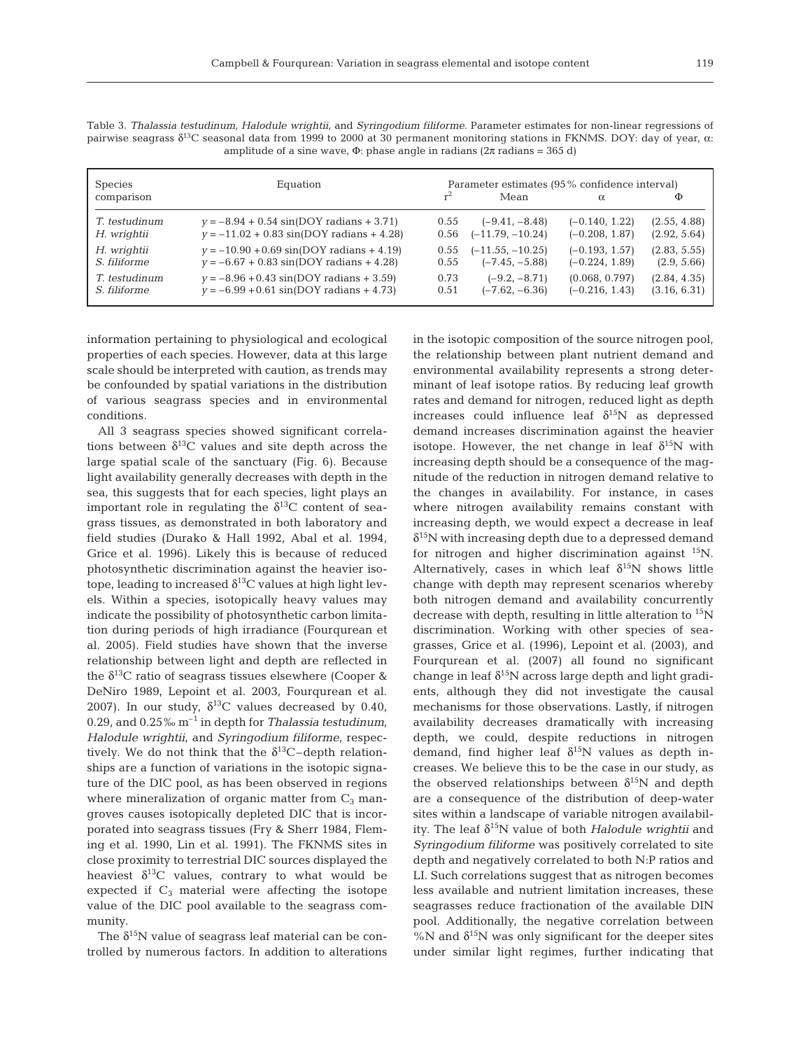Table 3. *Thalassia testudinum, Halodule wrightii,* and *Syringodium filiforme*. Parameter estimates for non-linear regressions of pairwise seagrass $\delta^{13}C$ seasonal data from 1999 to 2000 at 30 permanent monitoring stations in FKNMS. DOY: day of year, $\alpha$: amplitude of a sine wave, $\Phi$: phase angle in radians ($2\pi$ radians = 365 d)

| Species comparison | Equation | Parameter estimates (95% confidence interval) | | | |
|---|---|---|---|---|---|
| | | $r^2$ | Mean | $\alpha$ | $\Phi$ |
| *T. testudinum* | $y = -8.94 + 0.54\ \sin(\text{DOY radians} + 3.71)$ | 0.55 | (−9.41, −8.48) | (−0.140, 1.22) | (2.55, 4.88) |
| *H. wrightii* | $y = -11.02 + 0.83\ \sin(\text{DOY radians} + 4.28)$ | 0.56 | (−11.79, −10.24) | (−0.208, 1.87) | (2.92, 5.64) |
| *H. wrightii* | $y = -10.90 + 0.69\ \sin(\text{DOY radians} + 4.19)$ | 0.55 | (−11.55, −10.25) | (−0.193, 1.57) | (2.83, 5.55) |
| *S. filiforme* | $y = -6.67 + 0.83\ \sin(\text{DOY radians} + 4.28)$ | 0.55 | (−7.45, −5.88) | (−0.224, 1.89) | (2.9, 5.66) |
| *T. testudinum* | $y = -8.96 + 0.43\ \sin(\text{DOY radians} + 3.59)$ | 0.73 | (−9.2, −8.71) | (0.068, 0.797) | (2.84, 4.35) |
| *S. filiforme* | $y = -6.99 + 0.61\ \sin(\text{DOY radians} + 4.73)$ | 0.51 | (−7.62, −6.36) | (−0.216, 1.43) | (3.16, 6.31) |

information pertaining to physiological and ecological properties of each species. However, data at this large scale should be interpreted with caution, as trends may be confounded by spatial variations in the distribution of various seagrass species and in environmental conditions.

All 3 seagrass species showed significant correlations between $\delta^{13}C$ values and site depth across the large spatial scale of the sanctuary (Fig. 6). Because light availability generally decreases with depth in the sea, this suggests that for each species, light plays an important role in regulating the $\delta^{13}C$ content of seagrass tissues, as demonstrated in both laboratory and field studies (Durako & Hall 1992, Abal et al. 1994, Grice et al. 1996). Likely this is because of reduced photosynthetic discrimination against the heavier isotope, leading to increased $\delta^{13}C$ values at high light levels. Within a species, isotopically heavy values may indicate the possibility of photosynthetic carbon limitation during periods of high irradiance (Fourqurean et al. 2005). Field studies have shown that the inverse relationship between light and depth are reflected in the $\delta^{13}C$ ratio of seagrass tissues elsewhere (Cooper & DeNiro 1989, Lepoint et al. 2003, Fourqurean et al. 2007). In our study, $\delta^{13}C$ values decreased by 0.40, 0.29, and 0.25‰ $m^{-1}$ in depth for *Thalassia testudinum*, *Halodule wrightii*, and *Syringodium filiforme*, respectively. We do not think that the $\delta^{13}C$–depth relationships are a function of variations in the isotopic signature of the DIC pool, as has been observed in regions where mineralization of organic matter from $C_3$ mangroves causes isotopically depleted DIC that is incorporated into seagrass tissues (Fry & Sherr 1984, Fleming et al. 1990, Lin et al. 1991). The FKNMS sites in close proximity to terrestrial DIC sources displayed the heaviest $\delta^{13}C$ values, contrary to what would be expected if $C_3$ material were affecting the isotope value of the DIC pool available to the seagrass community.

The $\delta^{15}N$ value of seagrass leaf material can be controlled by numerous factors. In addition to alterations in the isotopic composition of the source nitrogen pool, the relationship between plant nutrient demand and environmental availability represents a strong determinant of leaf isotope ratios. By reducing leaf growth rates and demand for nitrogen, reduced light as depth increases could influence leaf $\delta^{15}N$ as depressed demand increases discrimination against the heavier isotope. However, the net change in leaf $\delta^{15}N$ with increasing depth should be a consequence of the magnitude of the reduction in nitrogen demand relative to the changes in availability. For instance, in cases where nitrogen availability remains constant with increasing depth, we would expect a decrease in leaf $\delta^{15}N$ with increasing depth due to a depressed demand for nitrogen and higher discrimination against $^{15}N$. Alternatively, cases in which leaf $\delta^{15}N$ shows little change with depth may represent scenarios whereby both nitrogen demand and availability concurrently decrease with depth, resulting in little alteration to $^{15}N$ discrimination. Working with other species of seagrasses, Grice et al. (1996), Lepoint et al. (2003), and Fourqurean et al. (2007) all found no significant change in leaf $\delta^{15}N$ across large depth and light gradients, although they did not investigate the causal mechanisms for those observations. Lastly, if nitrogen availability decreases dramatically with increasing depth, we could, despite reductions in nitrogen demand, find higher leaf $\delta^{15}N$ values as depth increases. We believe this to be the case in our study, as the observed relationships between $\delta^{15}N$ and depth are a consequence of the distribution of deep-water sites within a landscape of variable nitrogen availability. The leaf $\delta^{15}N$ value of both *Halodule wrightii* and *Syringodium filiforme* was positively correlated to site depth and negatively correlated to both N:P ratios and LI. Such correlations suggest that as nitrogen becomes less available and nutrient limitation increases, these seagrasses reduce fractionation of the available DIN pool. Additionally, the negative correlation between %N and $\delta^{15}N$ was only significant for the deeper sites under similar light regimes, further indicating that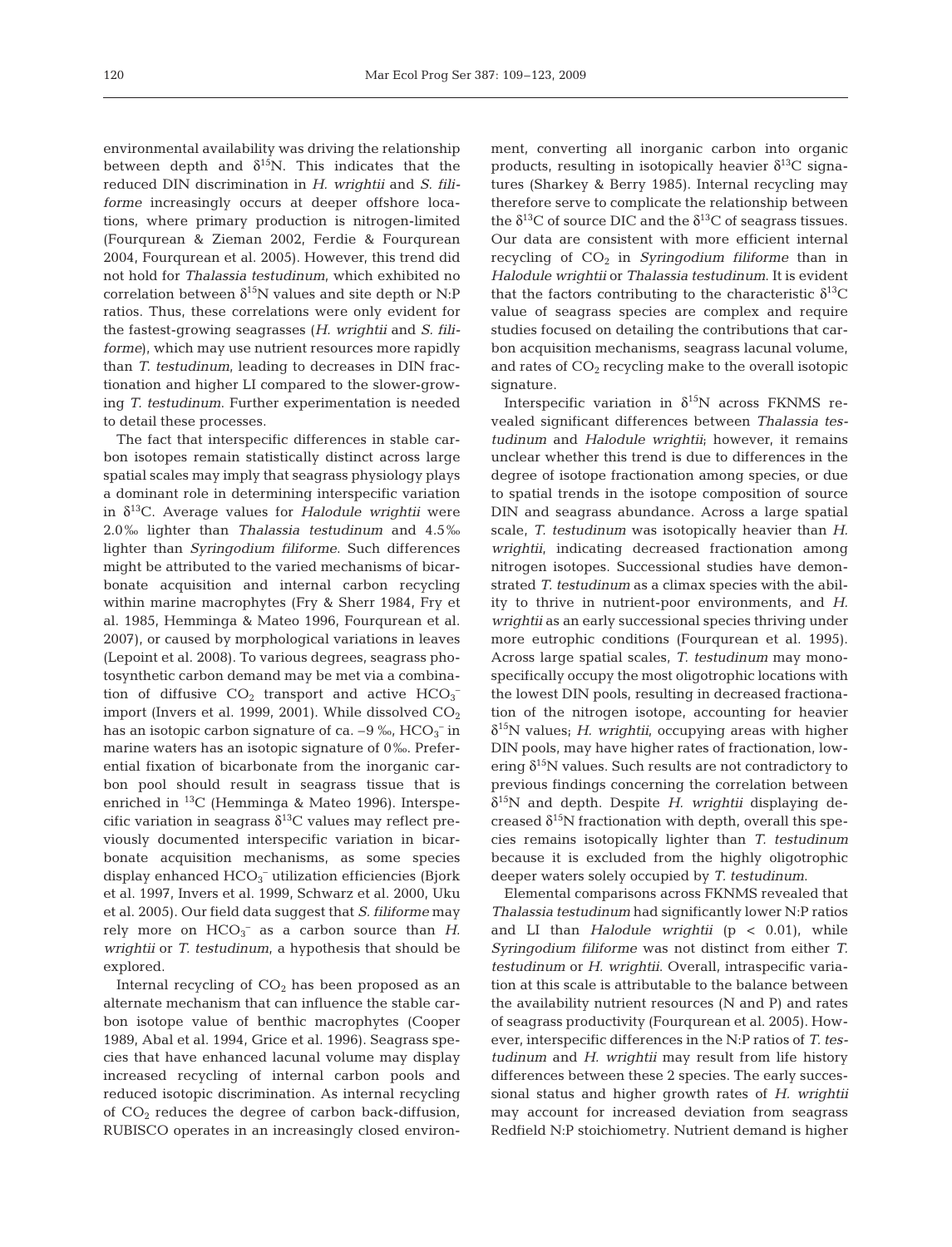environmental availability was driving the relationship between depth and $\delta^{15}N$. This indicates that the reduced DIN discrimination in *H. wrightii* and *S. filiforme* increasingly occurs at deeper offshore locations, where primary production is nitrogen-limited (Fourqurean & Zieman 2002, Ferdie & Fourqurean 2004, Fourqurean et al. 2005). However, this trend did not hold for *Thalassia testudinum*, which exhibited no correlation between $\delta^{15}N$ values and site depth or N:P ratios. Thus, these correlations were only evident for the fastest-growing seagrasses (*H. wrightii* and *S. filiforme*), which may use nutrient resources more rapidly than *T. testudinum*, leading to decreases in DIN fractionation and higher LI compared to the slower-growing *T. testudinum*. Further experimentation is needed to detail these processes.

The fact that interspecific differences in stable carbon isotopes remain statistically distinct across large spatial scales may imply that seagrass physiology plays a dominant role in determining interspecific variation in $\delta^{13}C$. Average values for *Halodule wrightii* were 2.0‰ lighter than *Thalassia testudinum* and 4.5‰ lighter than *Syringodium filiforme*. Such differences might be attributed to the varied mechanisms of bicarbonate acquisition and internal carbon recycling within marine macrophytes (Fry & Sherr 1984, Fry et al. 1985, Hemminga & Mateo 1996, Fourqurean et al. 2007), or caused by morphological variations in leaves (Lepoint et al. 2008). To various degrees, seagrass photosynthetic carbon demand may be met via a combination of diffusive $CO_2$ transport and active $HCO_3^-$ import (Invers et al. 1999, 2001). While dissolved $CO_2$ has an isotopic carbon signature of ca. –9 ‰, $HCO_3^-$ in marine waters has an isotopic signature of 0‰. Preferential fixation of bicarbonate from the inorganic carbon pool should result in seagrass tissue that is enriched in $^{13}C$ (Hemminga & Mateo 1996). Interspecific variation in seagrass $\delta^{13}C$ values may reflect previously documented interspecific variation in bicarbonate acquisition mechanisms, as some species display enhanced $HCO_3^-$ utilization efficiencies (Bjork et al. 1997, Invers et al. 1999, Schwarz et al. 2000, Uku et al. 2005). Our field data suggest that *S. filiforme* may rely more on $HCO_3^-$ as a carbon source than *H. wrightii* or *T. testudinum*, a hypothesis that should be explored.

Internal recycling of $CO_2$ has been proposed as an alternate mechanism that can influence the stable carbon isotope value of benthic macrophytes (Cooper 1989, Abal et al. 1994, Grice et al. 1996). Seagrass species that have enhanced lacunal volume may display increased recycling of internal carbon pools and reduced isotopic discrimination. As internal recycling of $CO_2$ reduces the degree of carbon back-diffusion, RUBISCO operates in an increasingly closed environment, converting all inorganic carbon into organic products, resulting in isotopically heavier $\delta^{13}C$ signatures (Sharkey & Berry 1985). Internal recycling may therefore serve to complicate the relationship between the $\delta^{13}C$ of source DIC and the $\delta^{13}C$ of seagrass tissues. Our data are consistent with more efficient internal recycling of $CO_2$ in *Syringodium filiforme* than in *Halodule wrightii* or *Thalassia testudinum*. It is evident that the factors contributing to the characteristic $\delta^{13}C$ value of seagrass species are complex and require studies focused on detailing the contributions that carbon acquisition mechanisms, seagrass lacunal volume, and rates of $CO_2$ recycling make to the overall isotopic signature.

Interspecific variation in $\delta^{15}N$ across FKNMS revealed significant differences between *Thalassia testudinum* and *Halodule wrightii*; however, it remains unclear whether this trend is due to differences in the degree of isotope fractionation among species, or due to spatial trends in the isotope composition of source DIN and seagrass abundance. Across a large spatial scale, *T. testudinum* was isotopically heavier than *H. wrightii*, indicating decreased fractionation among nitrogen isotopes. Successional studies have demonstrated *T. testudinum* as a climax species with the ability to thrive in nutrient-poor environments, and *H. wrightii* as an early successional species thriving under more eutrophic conditions (Fourqurean et al. 1995). Across large spatial scales, *T. testudinum* may monospecifically occupy the most oligotrophic locations with the lowest DIN pools, resulting in decreased fractionation of the nitrogen isotope, accounting for heavier $\delta^{15}N$ values; *H. wrightii*, occupying areas with higher DIN pools, may have higher rates of fractionation, lowering $\delta^{15}N$ values. Such results are not contradictory to previous findings concerning the correlation between $\delta^{15}N$ and depth. Despite *H. wrightii* displaying decreased $\delta^{15}N$ fractionation with depth, overall this species remains isotopically lighter than *T. testudinum* because it is excluded from the highly oligotrophic deeper waters solely occupied by *T. testudinum*.

Elemental comparisons across FKNMS revealed that *Thalassia testudinum* had significantly lower N:P ratios and LI than *Halodule wrightii* ($p < 0.01$), while *Syringodium filiforme* was not distinct from either *T. testudinum* or *H. wrightii*. Overall, intraspecific variation at this scale is attributable to the balance between the availability nutrient resources (N and P) and rates of seagrass productivity (Fourqurean et al. 2005). However, interspecific differences in the N:P ratios of *T. testudinum* and *H. wrightii* may result from life history differences between these 2 species. The early successional status and higher growth rates of *H. wrightii* may account for increased deviation from seagrass Redfield N:P stoichiometry. Nutrient demand is higher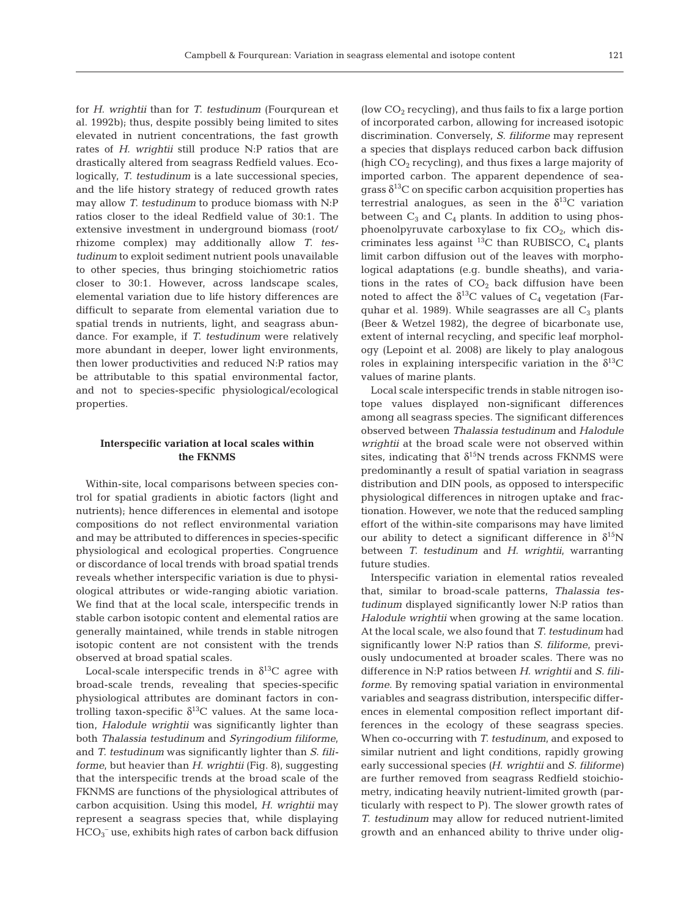for *H. wrightii* than for *T. testudinum* (Fourqurean et al. 1992b); thus, despite possibly being limited to sites elevated in nutrient concentrations, the fast growth rates of *H. wrightii* still produce N:P ratios that are drastically altered from seagrass Redfield values. Ecologically, *T. testudinum* is a late successional species, and the life history strategy of reduced growth rates may allow *T. testudinum* to produce biomass with N:P ratios closer to the ideal Redfield value of 30:1. The extensive investment in underground biomass (root/rhizome complex) may additionally allow *T. testudinum* to exploit sediment nutrient pools unavailable to other species, thus bringing stoichiometric ratios closer to 30:1. However, across landscape scales, elemental variation due to life history differences are difficult to separate from elemental variation due to spatial trends in nutrients, light, and seagrass abundance. For example, if *T. testudinum* were relatively more abundant in deeper, lower light environments, then lower productivities and reduced N:P ratios may be attributable to this spatial environmental factor, and not to species-specific physiological/ecological properties.

### Interspecific variation at local scales within the FKNMS

Within-site, local comparisons between species control for spatial gradients in abiotic factors (light and nutrients); hence differences in elemental and isotope compositions do not reflect environmental variation and may be attributed to differences in species-specific physiological and ecological properties. Congruence or discordance of local trends with broad spatial trends reveals whether interspecific variation is due to physiological attributes or wide-ranging abiotic variation. We find that at the local scale, interspecific trends in stable carbon isotopic content and elemental ratios are generally maintained, while trends in stable nitrogen isotopic content are not consistent with the trends observed at broad spatial scales.

Local-scale interspecific trends in $\delta^{13}C$ agree with broad-scale trends, revealing that species-specific physiological attributes are dominant factors in controlling taxon-specific $\delta^{13}C$ values. At the same location, *Halodule wrightii* was significantly lighter than both *Thalassia testudinum* and *Syringodium filiforme*, and *T. testudinum* was significantly lighter than *S. filiforme*, but heavier than *H. wrightii* (Fig. 8), suggesting that the interspecific trends at the broad scale of the FKNMS are functions of the physiological attributes of carbon acquisition. Using this model, *H. wrightii* may represent a seagrass species that, while displaying $HCO_3^-$ use, exhibits high rates of carbon back diffusion (low $CO_2$ recycling), and thus fails to fix a large portion of incorporated carbon, allowing for increased isotopic discrimination. Conversely, *S. filiforme* may represent a species that displays reduced carbon back diffusion (high $CO_2$ recycling), and thus fixes a large majority of imported carbon. The apparent dependence of seagrass $\delta^{13}C$ on specific carbon acquisition properties has terrestrial analogues, as seen in the $\delta^{13}C$ variation between $C_3$ and $C_4$ plants. In addition to using phosphoenolpyruvate carboxylase to fix $CO_2$, which discriminates less against $^{13}C$ than RUBISCO, $C_4$ plants limit carbon diffusion out of the leaves with morphological adaptations (e.g. bundle sheaths), and variations in the rates of $CO_2$ back diffusion have been noted to affect the $\delta^{13}C$ values of $C_4$ vegetation (Farquhar et al. 1989). While seagrasses are all $C_3$ plants (Beer & Wetzel 1982), the degree of bicarbonate use, extent of internal recycling, and specific leaf morphology (Lepoint et al. 2008) are likely to play analogous roles in explaining interspecific variation in the $\delta^{13}C$ values of marine plants.

Local scale interspecific trends in stable nitrogen isotope values displayed non-significant differences among all seagrass species. The significant differences observed between *Thalassia testudinum* and *Halodule wrightii* at the broad scale were not observed within sites, indicating that $\delta^{15}N$ trends across FKNMS were predominantly a result of spatial variation in seagrass distribution and DIN pools, as opposed to interspecific physiological differences in nitrogen uptake and fractionation. However, we note that the reduced sampling effort of the within-site comparisons may have limited our ability to detect a significant difference in $\delta^{15}N$ between *T. testudinum* and *H. wrightii*, warranting future studies.

Interspecific variation in elemental ratios revealed that, similar to broad-scale patterns, *Thalassia testudinum* displayed significantly lower N:P ratios than *Halodule wrightii* when growing at the same location. At the local scale, we also found that *T. testudinum* had significantly lower N:P ratios than *S. filiforme*, previously undocumented at broader scales. There was no difference in N:P ratios between *H. wrightii* and *S. filiforme.* By removing spatial variation in environmental variables and seagrass distribution, interspecific differences in elemental composition reflect important differences in the ecology of these seagrass species. When co-occurring with *T. testudinum*, and exposed to similar nutrient and light conditions, rapidly growing early successional species (*H. wrightii* and *S. filiforme*) are further removed from seagrass Redfield stoichiometry, indicating heavily nutrient-limited growth (particularly with respect to P). The slower growth rates of *T. testudinum* may allow for reduced nutrient-limited growth and an enhanced ability to thrive under olig-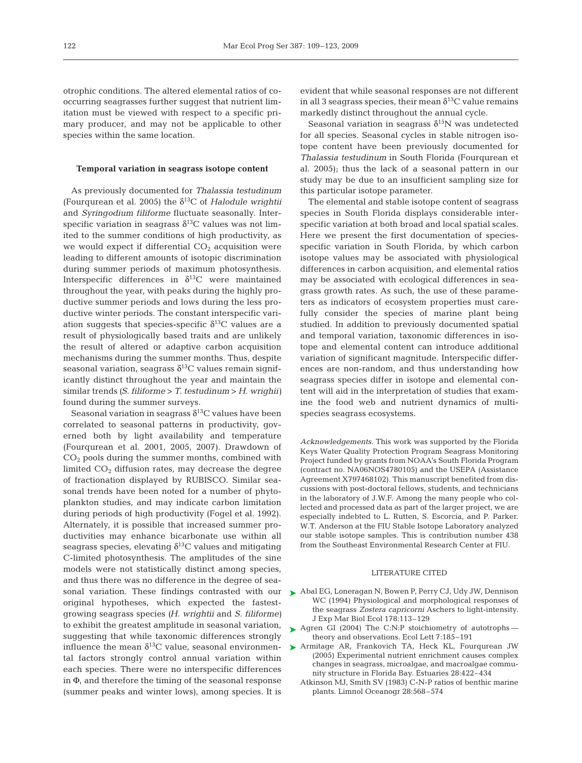otrophic conditions. The altered elemental ratios of co-occurring seagrasses further suggest that nutrient limitation must be viewed with respect to a specific primary producer, and may not be applicable to other species within the same location.

### Temporal variation in seagrass isotope content

As previously documented for *Thalassia testudinum* (Fourqurean et al. 2005) the $\delta^{13}C$ of *Halodule wrightii* and *Syringodium filiforme* fluctuate seasonally. Interspecific variation in seagrass $\delta^{13}C$ values was not limited to the summer conditions of high productivity, as we would expect if differential $CO_2$ acquisition were leading to different amounts of isotopic discrimination during summer periods of maximum photosynthesis. Interspecific differences in $\delta^{13}C$ were maintained throughout the year, with peaks during the highly productive summer periods and lows during the less productive winter periods. The constant interspecific variation suggests that species-specific $\delta^{13}C$ values are a result of physiologically based traits and are unlikely the result of altered or adaptive carbon acquisition mechanisms during the summer months. Thus, despite seasonal variation, seagrass $\delta^{13}C$ values remain significantly distinct throughout the year and maintain the similar trends (*S. filiforme* > *T. testudinum* > *H. wrighii*) found during the summer surveys.

Seasonal variation in seagrass $\delta^{13}C$ values have been correlated to seasonal patterns in productivity, governed both by light availability and temperature (Fourqurean et al. 2001, 2005, 2007). Drawdown of $CO_2$ pools during the summer months, combined with limited $CO_2$ diffusion rates, may decrease the degree of fractionation displayed by RUBISCO. Similar seasonal trends have been noted for a number of phytoplankton studies, and may indicate carbon limitation during periods of high productivity (Fogel et al. 1992). Alternately, it is possible that increased summer productivities may enhance bicarbonate use within all seagrass species, elevating $\delta^{13}C$ values and mitigating C-limited photosynthesis. The amplitudes of the sine models were not statistically distinct among species, and thus there was no difference in the degree of seasonal variation. These findings contrasted with our original hypotheses, which expected the fastest-growing seagrass species (*H. wrightii* and *S. filiforme*) to exhibit the greatest amplitude in seasonal variation, suggesting that while taxonomic differences strongly influence the mean $\delta^{13}C$ value, seasonal environmental factors strongly control annual variation within each species. There were no interspecific differences in $\Phi$, and therefore the timing of the seasonal response (summer peaks and winter lows), among species. It is evident that while seasonal responses are not different in all 3 seagrass species, their mean $\delta^{13}C$ value remains markedly distinct throughout the annual cycle.

Seasonal variation in seagrass $\delta^{15}N$ was undetected for all species. Seasonal cycles in stable nitrogen isotope content have been previously documented for *Thalassia testudinum* in South Florida (Fourqurean et al. 2005); thus the lack of a seasonal pattern in our study may be due to an insufficient sampling size for this particular isotope parameter.

The elemental and stable isotope content of seagrass species in South Florida displays considerable interspecific variation at both broad and local spatial scales. Here we present the first documentation of species-specific variation in South Florida, by which carbon isotope values may be associated with physiological differences in carbon acquisition, and elemental ratios may be associated with ecological differences in seagrass growth rates. As such, the use of these parameters as indicators of ecosystem properties must carefully consider the species of marine plant being studied. In addition to previously documented spatial and temporal variation, taxonomic differences in isotope and elemental content can introduce additional variation of significant magnitude. Interspecific differences are non-random, and thus understanding how seagrass species differ in isotope and elemental content will aid in the interpretation of studies that examine the food web and nutrient dynamics of multi-species seagrass ecosystems.

*Acknowledgements.* This work was supported by the Florida Keys Water Quality Protection Program Seagrass Monitoring Project funded by grants from NOAA's South Florida Program (contract no. NA06NOS4780105) and the USEPA (Assistance Agreement X797468102). This manuscript benefited from discussions with post-doctoral fellows, students, and technicians in the laboratory of J.W.F. Among the many people who collected and processed data as part of the larger project, we are especially indebted to L. Rutten, S. Escorcia, and P. Parker. W.T. Anderson at the FIU Stable Isotope Laboratory analyzed our stable isotope samples. This is contribution number 438 from the Southeast Environmental Research Center at FIU.

## LITERATURE CITED

- Abal EG, Loneragan N, Bowen P, Perry CJ, Udy JW, Dennison WC (1994) Physiological and morphological responses of the seagrass *Zostera capricorni* Aschers to light-intensity. J Exp Mar Biol Ecol 178:113–129
- Agren GI (2004) The C:N:P stoichiometry of autotrophs — theory and observations. Ecol Lett 7:185–191
- Armitage AR, Frankovich TA, Heck KL, Fourqurean JW (2005) Experimental nutrient enrichment causes complex changes in seagrass, microalgae, and macroalgae community structure in Florida Bay. Estuaries 28:422–434
- Atkinson MJ, Smith SV (1983) C-N-P ratios of benthic marine plants. Limnol Oceanogr 28:568–574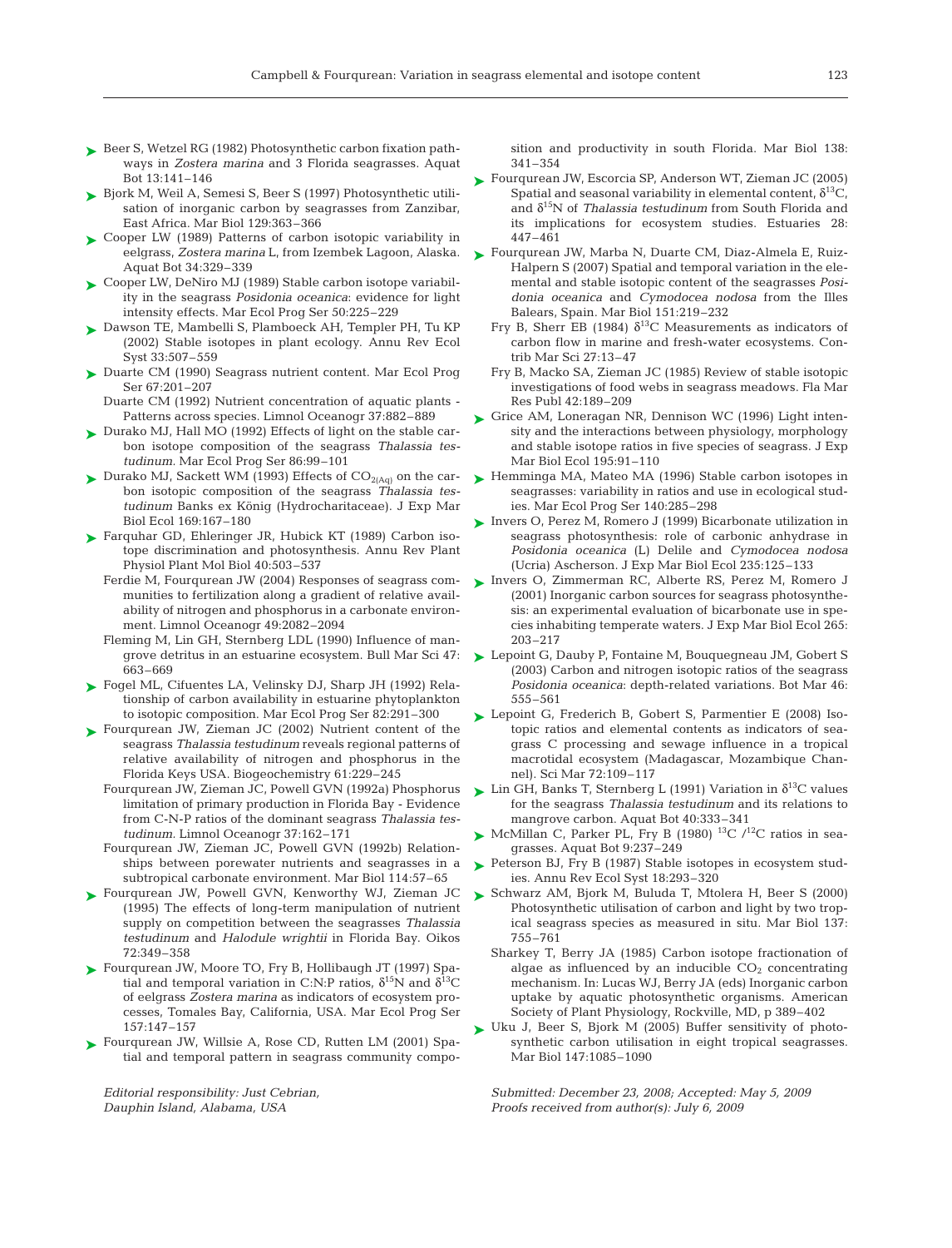Beer S, Wetzel RG (1982) Photosynthetic carbon fixation pathways in *Zostera marina* and 3 Florida seagrasses. Aquat Bot 13:141–146

Bjork M, Weil A, Semesi S, Beer S (1997) Photosynthetic utilisation of inorganic carbon by seagrasses from Zanzibar, East Africa. Mar Biol 129:363–366

Cooper LW (1989) Patterns of carbon isotopic variability in eelgrass, *Zostera marina* L, from Izembek Lagoon, Alaska. Aquat Bot 34:329–339

Cooper LW, DeNiro MJ (1989) Stable carbon isotope variability in the seagrass *Posidonia oceanica*: evidence for light intensity effects. Mar Ecol Prog Ser 50:225–229

Dawson TE, Mambelli S, Plamboeck AH, Templer PH, Tu KP (2002) Stable isotopes in plant ecology. Annu Rev Ecol Syst 33:507–559

Duarte CM (1990) Seagrass nutrient content. Mar Ecol Prog Ser 67:201–207

Duarte CM (1992) Nutrient concentration of aquatic plants - Patterns across species. Limnol Oceanogr 37:882–889

Durako MJ, Hall MO (1992) Effects of light on the stable carbon isotope composition of the seagrass *Thalassia testudinum*. Mar Ecol Prog Ser 86:99–101

Durako MJ, Sackett WM (1993) Effects of $CO_{2(Aq)}$ on the carbon isotopic composition of the seagrass *Thalassia testudinum* Banks ex König (Hydrocharitaceae). J Exp Mar Biol Ecol 169:167–180

Farquhar GD, Ehleringer JR, Hubick KT (1989) Carbon isotope discrimination and photosynthesis. Annu Rev Plant Physiol Plant Mol Biol 40:503–537

Ferdie M, Fourqurean JW (2004) Responses of seagrass communities to fertilization along a gradient of relative availability of nitrogen and phosphorus in a carbonate environment. Limnol Oceanogr 49:2082–2094

Fleming M, Lin GH, Sternberg LDL (1990) Influence of mangrove detritus in an estuarine ecosystem. Bull Mar Sci 47: 663–669

Fogel ML, Cifuentes LA, Velinsky DJ, Sharp JH (1992) Relationship of carbon availability in estuarine phytoplankton to isotopic composition. Mar Ecol Prog Ser 82:291–300

Fourqurean JW, Zieman JC (2002) Nutrient content of the seagrass *Thalassia testudinum* reveals regional patterns of relative availability of nitrogen and phosphorus in the Florida Keys USA. Biogeochemistry 61:229–245

Fourqurean JW, Zieman JC, Powell GVN (1992a) Phosphorus limitation of primary production in Florida Bay - Evidence from C-N-P ratios of the dominant seagrass *Thalassia testudinum*. Limnol Oceanogr 37:162–171

Fourqurean JW, Zieman JC, Powell GVN (1992b) Relationships between porewater nutrients and seagrasses in a subtropical carbonate environment. Mar Biol 114:57–65

Fourqurean JW, Powell GVN, Kenworthy WJ, Zieman JC (1995) The effects of long-term manipulation of nutrient supply on competition between the seagrasses *Thalassia testudinum* and *Halodule wrightii* in Florida Bay. Oikos 72:349–358

Fourqurean JW, Moore TO, Fry B, Hollibaugh JT (1997) Spatial and temporal variation in C:N:P ratios, $\delta^{15}$N and $\delta^{13}$C of eelgrass *Zostera marina* as indicators of ecosystem processes, Tomales Bay, California, USA. Mar Ecol Prog Ser 157:147–157

Fourqurean JW, Willsie A, Rose CD, Rutten LM (2001) Spatial and temporal pattern in seagrass community composition and productivity in south Florida. Mar Biol 138: 341–354

Fourqurean JW, Escorcia SP, Anderson WT, Zieman JC (2005) Spatial and seasonal variability in elemental content, $\delta^{13}$C, and $\delta^{15}$N of *Thalassia testudinum* from South Florida and its implications for ecosystem studies. Estuaries 28: 447–461

Fourqurean JW, Marba N, Duarte CM, Diaz-Almela E, Ruiz-Halpern S (2007) Spatial and temporal variation in the elemental and stable isotopic content of the seagrasses *Posidonia oceanica* and *Cymodocea nodosa* from the Illes Balears, Spain. Mar Biol 151:219–232

Fry B, Sherr EB (1984) $\delta^{13}$C Measurements as indicators of carbon flow in marine and fresh-water ecosystems. Contrib Mar Sci 27:13–47

Fry B, Macko SA, Zieman JC (1985) Review of stable isotopic investigations of food webs in seagrass meadows. Fla Mar Res Publ 42:189–209

Grice AM, Loneragan NR, Dennison WC (1996) Light intensity and the interactions between physiology, morphology and stable isotope ratios in five species of seagrass. J Exp Mar Biol Ecol 195:91–110

Hemminga MA, Mateo MA (1996) Stable carbon isotopes in seagrasses: variability in ratios and use in ecological studies. Mar Ecol Prog Ser 140:285–298

Invers O, Perez M, Romero J (1999) Bicarbonate utilization in seagrass photosynthesis: role of carbonic anhydrase in *Posidonia oceanica* (L) Delile and *Cymodocea nodosa* (Ucria) Ascherson. J Exp Mar Biol Ecol 235:125–133

Invers O, Zimmerman RC, Alberte RS, Perez M, Romero J (2001) Inorganic carbon sources for seagrass photosynthesis: an experimental evaluation of bicarbonate use in species inhabiting temperate waters. J Exp Mar Biol Ecol 265: 203–217

Lepoint G, Dauby P, Fontaine M, Bouquegneau JM, Gobert S (2003) Carbon and nitrogen isotopic ratios of the seagrass *Posidonia oceanica*: depth-related variations. Bot Mar 46: 555–561

Lepoint G, Frederich B, Gobert S, Parmentier E (2008) Isotopic ratios and elemental contents as indicators of seagrass C processing and sewage influence in a tropical macrotidal ecosystem (Madagascar, Mozambique Channel). Sci Mar 72:109–117

Lin GH, Banks T, Sternberg L (1991) Variation in $\delta^{13}$C values for the seagrass *Thalassia testudinum* and its relations to mangrove carbon. Aquat Bot 40:333–341

McMillan C, Parker PL, Fry B (1980) $^{13}$C/$^{12}$C ratios in seagrasses. Aquat Bot 9:237–249

Peterson BJ, Fry B (1987) Stable isotopes in ecosystem studies. Annu Rev Ecol Syst 18:293–320

Schwarz AM, Bjork M, Buluda T, Mtolera H, Beer S (2000) Photosynthetic utilisation of carbon and light by two tropical seagrass species as measured in situ. Mar Biol 137: 755–761

Sharkey T, Berry JA (1985) Carbon isotope fractionation of algae as influenced by an inducible $CO_2$ concentrating mechanism. In: Lucas WJ, Berry JA (eds) Inorganic carbon uptake by aquatic photosynthetic organisms. American Society of Plant Physiology, Rockville, MD, p 389–402

Uku J, Beer S, Bjork M (2005) Buffer sensitivity of photosynthetic carbon utilisation in eight tropical seagrasses. Mar Biol 147:1085–1090

*Editorial responsibility: Just Cebrian, Dauphin Island, Alabama, USA*

*Submitted: December 23, 2008; Accepted: May 5, 2009*
*Proofs received from author(s): July 6, 2009*